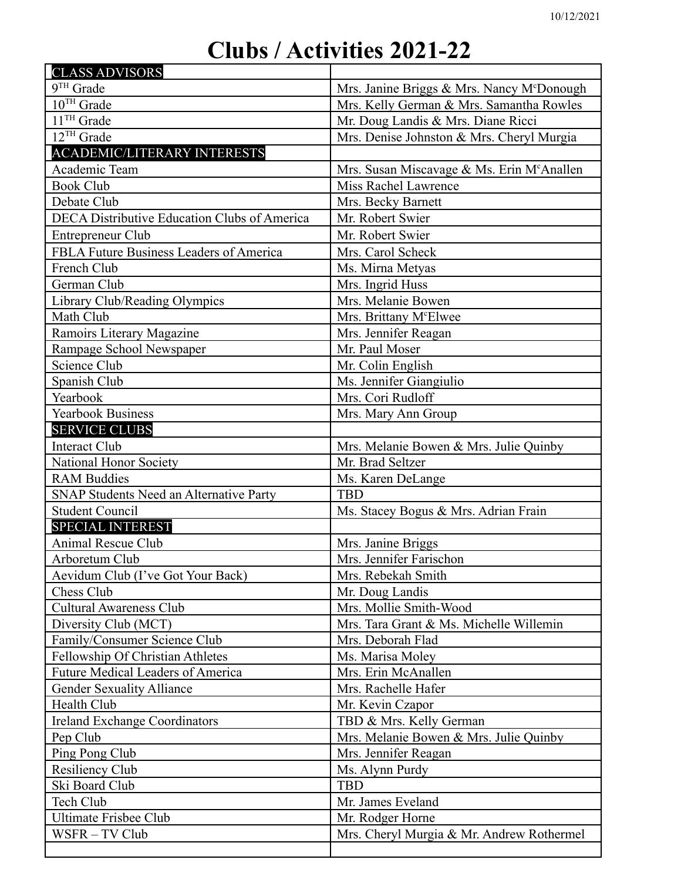# Clubs / Activities 2021-22

| CLASS ADVISORS | |
|---|---|
| 9TH Grade | Mrs. Janine Briggs & Mrs. Nancy McDonough |
| 10TH Grade | Mrs. Kelly German & Mrs. Samantha Rowles |
| 11TH Grade | Mr. Doug Landis & Mrs. Diane Ricci |
| 12TH Grade | Mrs. Denise Johnston & Mrs. Cheryl Murgia |
| **ACADEMIC/LITERARY INTERESTS** | |
| Academic Team | Mrs. Susan Miscavage & Ms. Erin McAnallen |
| Book Club | Miss Rachel Lawrence |
| Debate Club | Mrs. Becky Barnett |
| DECA Distributive Education Clubs of America | Mr. Robert Swier |
| Entrepreneur Club | Mr. Robert Swier |
| FBLA Future Business Leaders of America | Mrs. Carol Scheck |
| French Club | Ms. Mirna Metyas |
| German Club | Mrs. Ingrid Huss |
| Library Club/Reading Olympics | Mrs. Melanie Bowen |
| Math Club | Mrs. Brittany McElwee |
| Ramoirs Literary Magazine | Mrs. Jennifer Reagan |
| Rampage School Newspaper | Mr. Paul Moser |
| Science Club | Mr. Colin English |
| Spanish Club | Ms. Jennifer Giangiulio |
| Yearbook | Mrs. Cori Rudloff |
| Yearbook Business | Mrs. Mary Ann Group |
| **SERVICE CLUBS** | |
| Interact Club | Mrs. Melanie Bowen & Mrs. Julie Quinby |
| National Honor Society | Mr. Brad Seltzer |
| RAM Buddies | Ms. Karen DeLange |
| SNAP Students Need an Alternative Party | TBD |
| Student Council | Ms. Stacey Bogus & Mrs. Adrian Frain |
| **SPECIAL INTEREST** | |
| Animal Rescue Club | Mrs. Janine Briggs |
| Arboretum Club | Mrs. Jennifer Farischon |
| Aevidum Club (I've Got Your Back) | Mrs. Rebekah Smith |
| Chess Club | Mr. Doug Landis |
| Cultural Awareness Club | Mrs. Mollie Smith-Wood |
| Diversity Club (MCT) | Mrs. Tara Grant & Ms. Michelle Willemin |
| Family/Consumer Science Club | Mrs. Deborah Flad |
| Fellowship Of Christian Athletes | Ms. Marisa Moley |
| Future Medical Leaders of America | Mrs. Erin McAnallen |
| Gender Sexuality Alliance | Mrs. Rachelle Hafer |
| Health Club | Mr. Kevin Czapor |
| Ireland Exchange Coordinators | TBD & Mrs. Kelly German |
| Pep Club | Mrs. Melanie Bowen & Mrs. Julie Quinby |
| Ping Pong Club | Mrs. Jennifer Reagan |
| Resiliency Club | Ms. Alynn Purdy |
| Ski Board Club | TBD |
| Tech Club | Mr. James Eveland |
| Ultimate Frisbee Club | Mr. Rodger Horne |
| WSFR – TV Club | Mrs. Cheryl Murgia & Mr. Andrew Rothermel |
| | |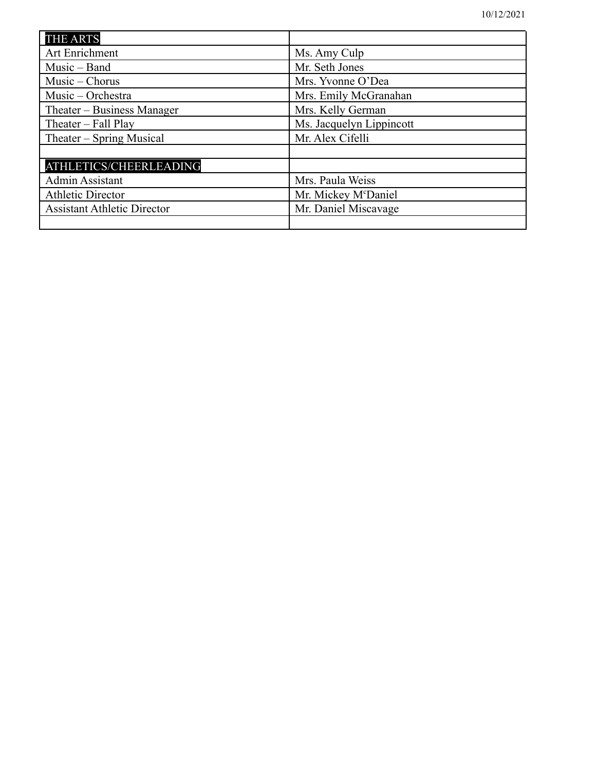| | |
|---|---|
| THE ARTS | |
| Art Enrichment | Ms. Amy Culp |
| Music – Band | Mr. Seth Jones |
| Music – Chorus | Mrs. Yvonne O'Dea |
| Music – Orchestra | Mrs. Emily McGranahan |
| Theater – Business Manager | Mrs. Kelly German |
| Theater – Fall Play | Ms. Jacquelyn Lippincott |
| Theater – Spring Musical | Mr. Alex Cifelli |
| | |
| ATHLETICS/CHEERLEADING | |
| Admin Assistant | Mrs. Paula Weiss |
| Athletic Director | Mr. Mickey McDaniel |
| Assistant Athletic Director | Mr. Daniel Miscavage |
| | |